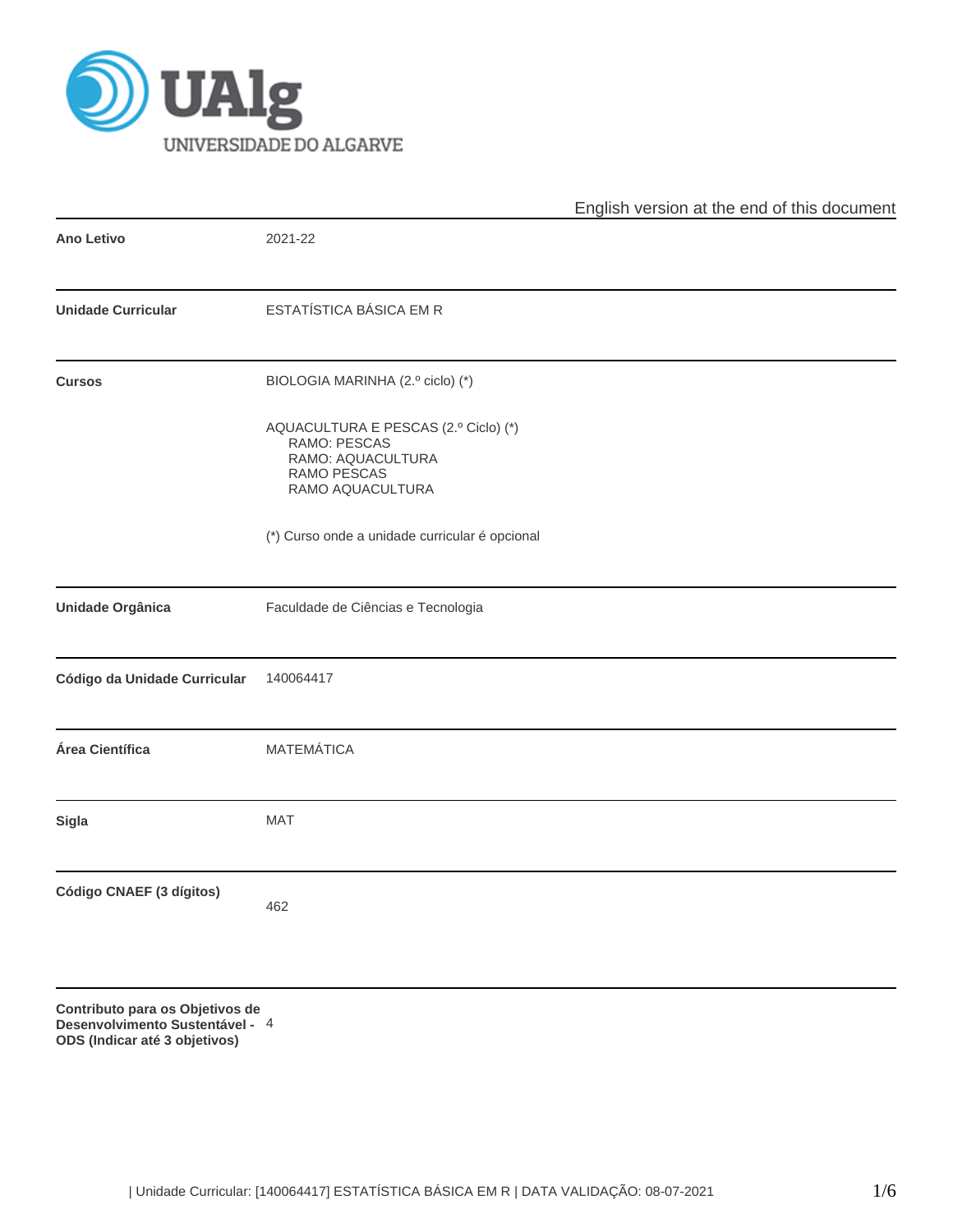UAlg UNIVERSIDADE DO ALGARVE

English version at the end of this document

| | |
|---|---|
| **Ano Letivo** | 2021-22 |
| **Unidade Curricular** | ESTATÍSTICA BÁSICA EM R |
| **Cursos** | BIOLOGIA MARINHA (2.º ciclo) (*)<br><br>AQUACULTURA E PESCAS (2.º Ciclo) (*)<br>RAMO: PESCAS<br>RAMO: AQUACULTURA<br>RAMO PESCAS<br>RAMO AQUACULTURA<br><br>(*) Curso onde a unidade curricular é opcional |
| **Unidade Orgânica** | Faculdade de Ciências e Tecnologia |
| **Código da Unidade Curricular** | 140064417 |
| **Área Científica** | MATEMÁTICA |
| **Sigla** | MAT |
| **Código CNAEF (3 dígitos)** | 462 |
| **Contributo para os Objetivos de Desenvolvimento Sustentável - ODS (Indicar até 3 objetivos)** | 4 |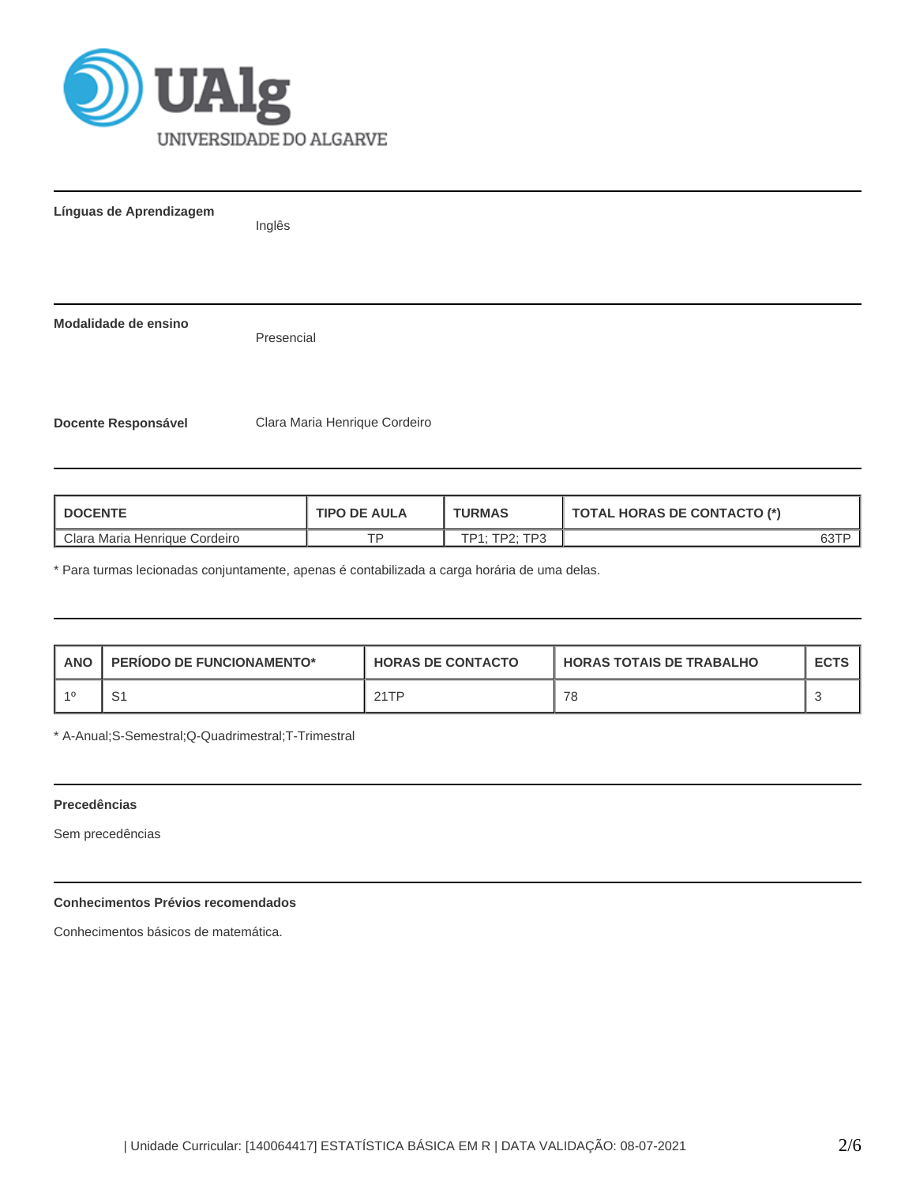**Línguas de Aprendizagem**

Inglês

**Modalidade de ensino**

Presencial

**Docente Responsável**

Clara Maria Henrique Cordeiro

| DOCENTE | TIPO DE AULA | TURMAS | TOTAL HORAS DE CONTACTO (*) |
|---|---|---|---|
| Clara Maria Henrique Cordeiro | TP | TP1; TP2; TP3 | 63TP |

* Para turmas lecionadas conjuntamente, apenas é contabilizada a carga horária de uma delas.

| ANO | PERÍODO DE FUNCIONAMENTO* | HORAS DE CONTACTO | HORAS TOTAIS DE TRABALHO | ECTS |
|---|---|---|---|---|
| 1º | S1 | 21TP | 78 | 3 |

* A-Anual;S-Semestral;Q-Quadrimestral;T-Trimestral

**Precedências**

Sem precedências

**Conhecimentos Prévios recomendados**

Conhecimentos básicos de matemática.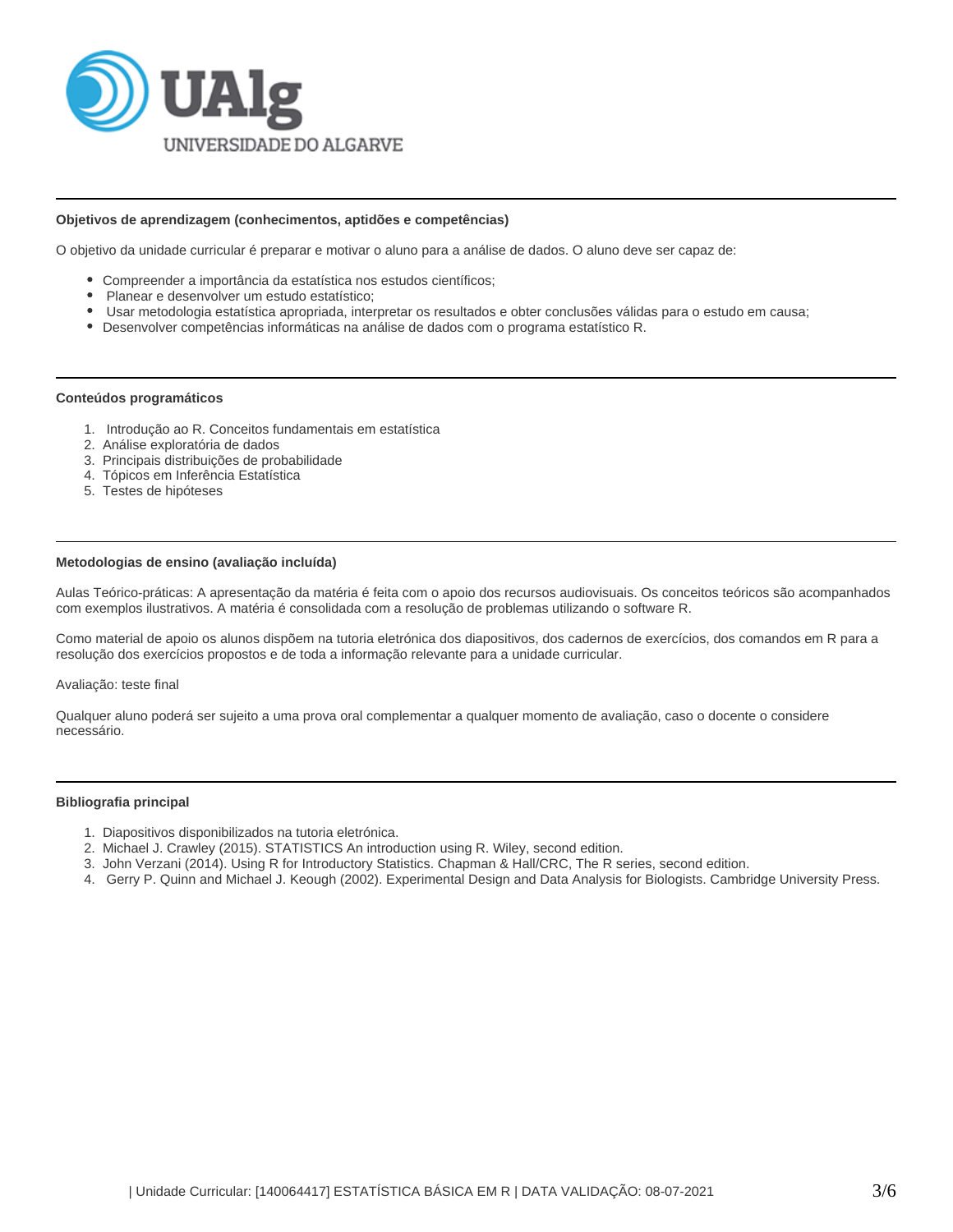## Objetivos de aprendizagem (conhecimentos, aptidões e competências)

O objetivo da unidade curricular é preparar e motivar o aluno para a análise de dados. O aluno deve ser capaz de:

- Compreender a importância da estatística nos estudos científicos;
- Planear e desenvolver um estudo estatístico;
- Usar metodologia estatística apropriada, interpretar os resultados e obter conclusões válidas para o estudo em causa;
- Desenvolver competências informáticas na análise de dados com o programa estatístico R.

## Conteúdos programáticos

1. Introdução ao R. Conceitos fundamentais em estatística
2. Análise exploratória de dados
3. Principais distribuições de probabilidade
4. Tópicos em Inferência Estatística
5. Testes de hipóteses

## Metodologias de ensino (avaliação incluída)

Aulas Teórico-práticas: A apresentação da matéria é feita com o apoio dos recursos audiovisuais. Os conceitos teóricos são acompanhados com exemplos ilustrativos. A matéria é consolidada com a resolução de problemas utilizando o software R.

Como material de apoio os alunos dispõem na tutoria eletrónica dos diapositivos, dos cadernos de exercícios, dos comandos em R para a resolução dos exercícios propostos e de toda a informação relevante para a unidade curricular.

Avaliação: teste final

Qualquer aluno poderá ser sujeito a uma prova oral complementar a qualquer momento de avaliação, caso o docente o considere necessário.

## Bibliografia principal

1. Diapositivos disponibilizados na tutoria eletrónica.
2. Michael J. Crawley (2015). STATISTICS An introduction using R. Wiley, second edition.
3. John Verzani (2014). Using R for Introductory Statistics. Chapman & Hall/CRC, The R series, second edition.
4. Gerry P. Quinn and Michael J. Keough (2002). Experimental Design and Data Analysis for Biologists. Cambridge University Press.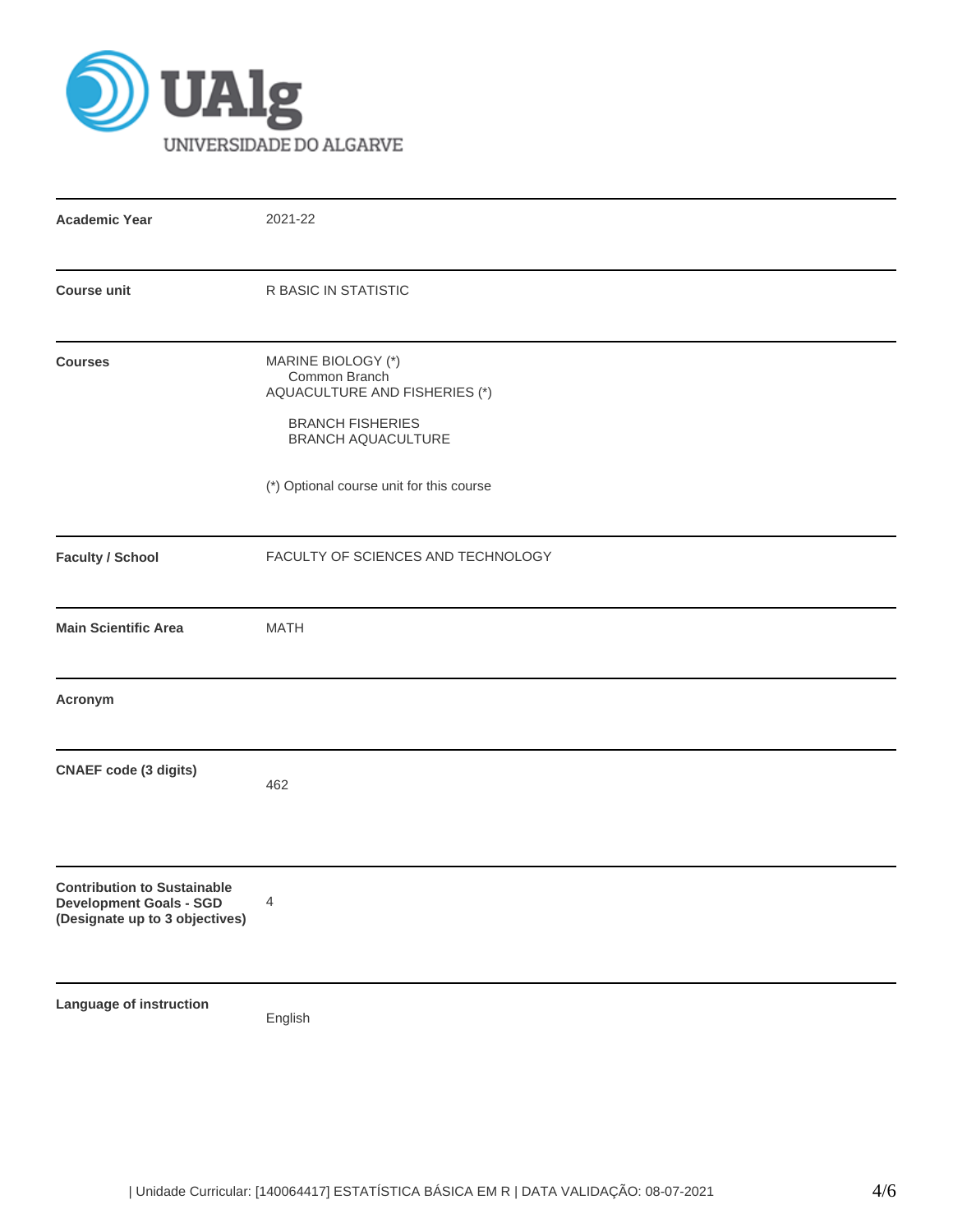| | |
|---|---|
| **Academic Year** | 2021-22 |
| **Course unit** | R BASIC IN STATISTIC |
| **Courses** | MARINE BIOLOGY (*)<br>Common Branch<br>AQUACULTURE AND FISHERIES (*)<br><br>BRANCH FISHERIES<br>BRANCH AQUACULTURE<br><br>(*) Optional course unit for this course |
| **Faculty / School** | FACULTY OF SCIENCES AND TECHNOLOGY |
| **Main Scientific Area** | MATH |
| **Acronym** | |
| **CNAEF code (3 digits)** | 462 |
| **Contribution to Sustainable Development Goals - SGD (Designate up to 3 objectives)** | 4 |
| **Language of instruction** | English |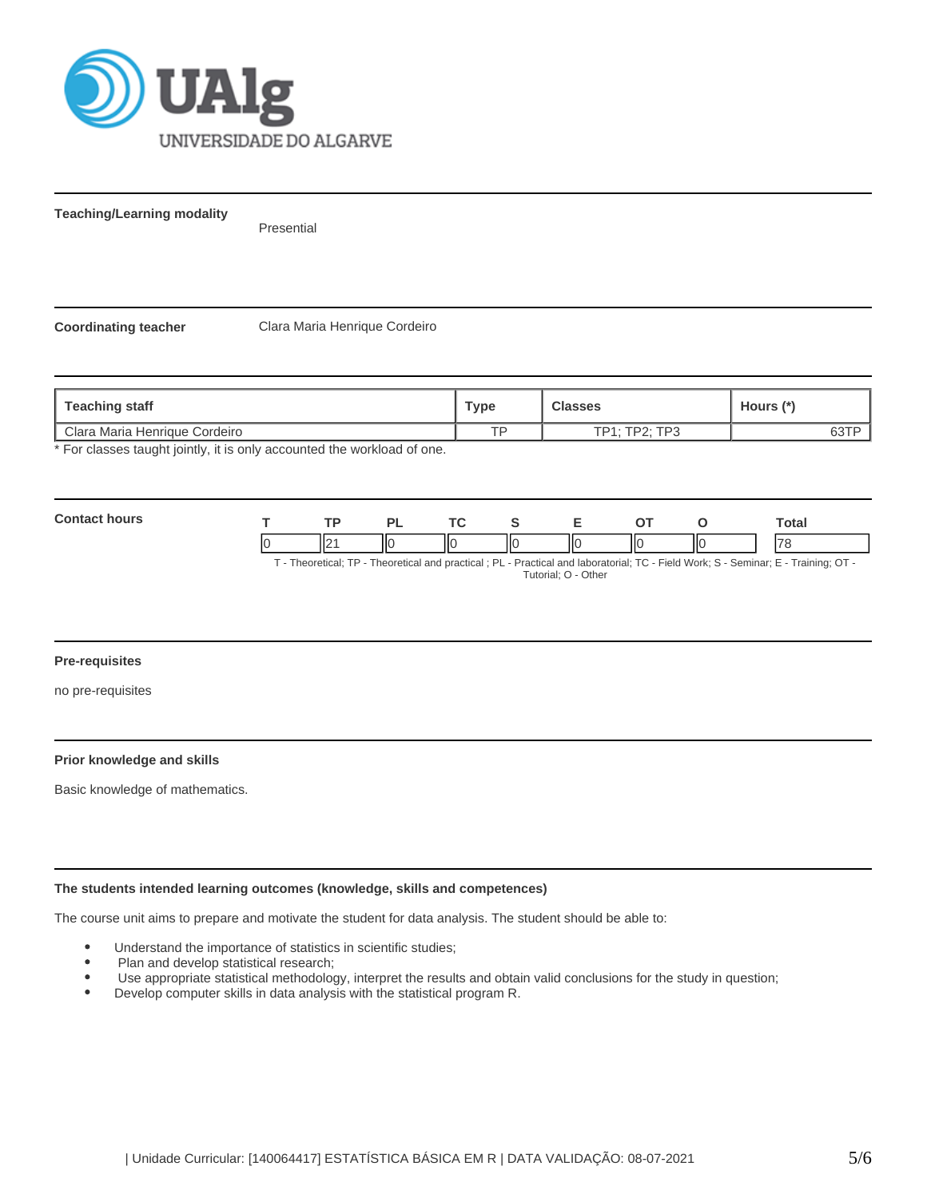**Teaching/Learning modality**

Presential

**Coordinating teacher**

Clara Maria Henrique Cordeiro

| Teaching staff | Type | Classes | Hours (*) |
|---|---|---|---|
| Clara Maria Henrique Cordeiro | TP | TP1; TP2; TP3 | 63TP |

* For classes taught jointly, it is only accounted the workload of one.

**Contact hours**

| T | TP | PL | TC | S | E | OT | O | Total |
|---|---|---|---|---|---|---|---|---|
| 0 | 21 | 0 | 0 | 0 | 0 | 0 | 0 | 78 |

T - Theoretical; TP - Theoretical and practical ; PL - Practical and laboratorial; TC - Field Work; S - Seminar; E - Training; OT - Tutorial; O - Other

**Pre-requisites**

no pre-requisites

**Prior knowledge and skills**

Basic knowledge of mathematics.

**The students intended learning outcomes (knowledge, skills and competences)**

The course unit aims to prepare and motivate the student for data analysis. The student should be able to:

- Understand the importance of statistics in scientific studies;
- Plan and develop statistical research;
- Use appropriate statistical methodology, interpret the results and obtain valid conclusions for the study in question;
- Develop computer skills in data analysis with the statistical program R.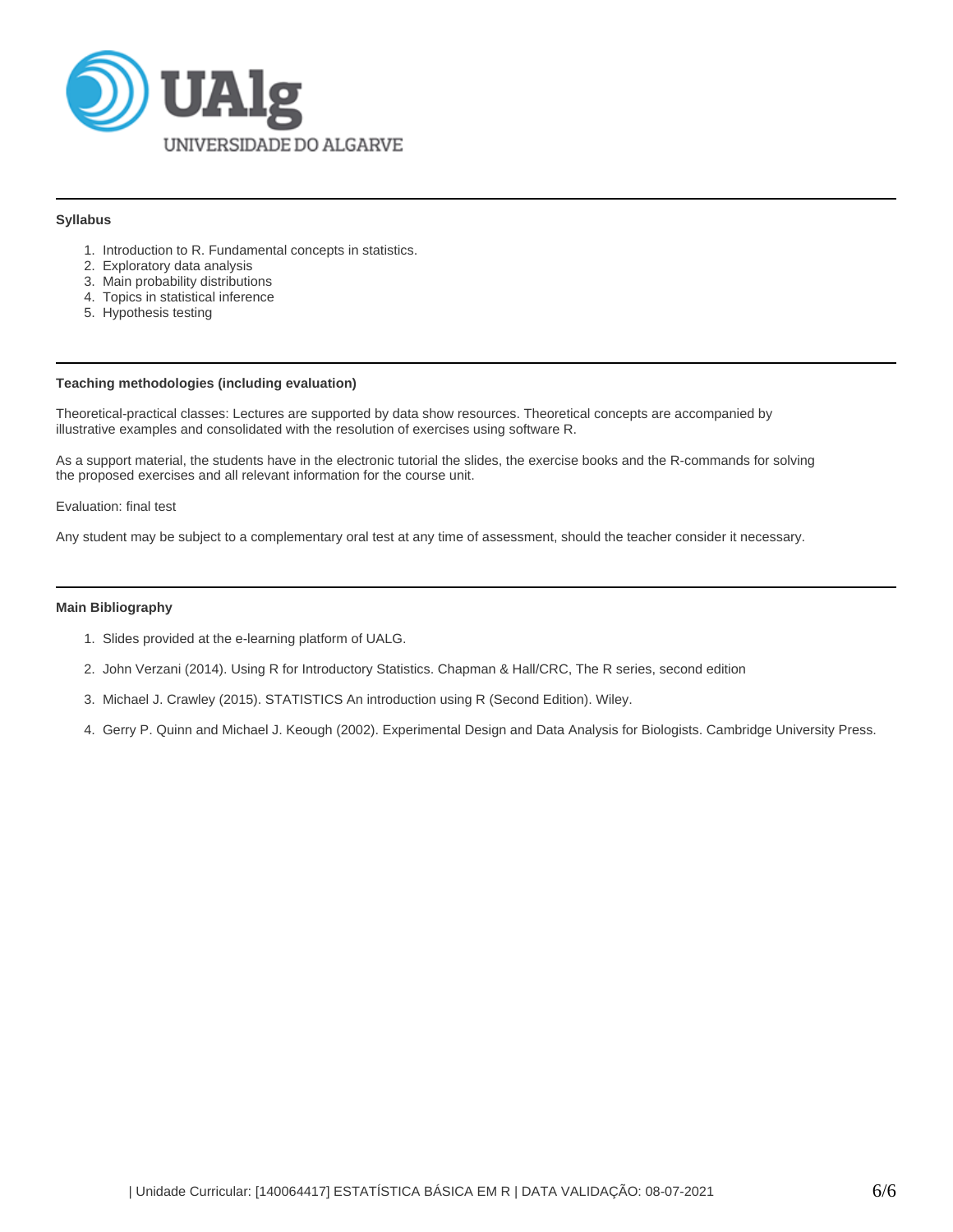## Syllabus

1. Introduction to R. Fundamental concepts in statistics.
2. Exploratory data analysis
3. Main probability distributions
4. Topics in statistical inference
5. Hypothesis testing

## Teaching methodologies (including evaluation)

Theoretical-practical classes: Lectures are supported by data show resources. Theoretical concepts are accompanied by illustrative examples and consolidated with the resolution of exercises using software R.

As a support material, the students have in the electronic tutorial the slides, the exercise books and the R-commands for solving the proposed exercises and all relevant information for the course unit.

Evaluation: final test

Any student may be subject to a complementary oral test at any time of assessment, should the teacher consider it necessary.

## Main Bibliography

1. Slides provided at the e-learning platform of UALG.
2. John Verzani (2014). Using R for Introductory Statistics. Chapman & Hall/CRC, The R series, second edition
3. Michael J. Crawley (2015). STATISTICS An introduction using R (Second Edition). Wiley.
4. Gerry P. Quinn and Michael J. Keough (2002). Experimental Design and Data Analysis for Biologists. Cambridge University Press.